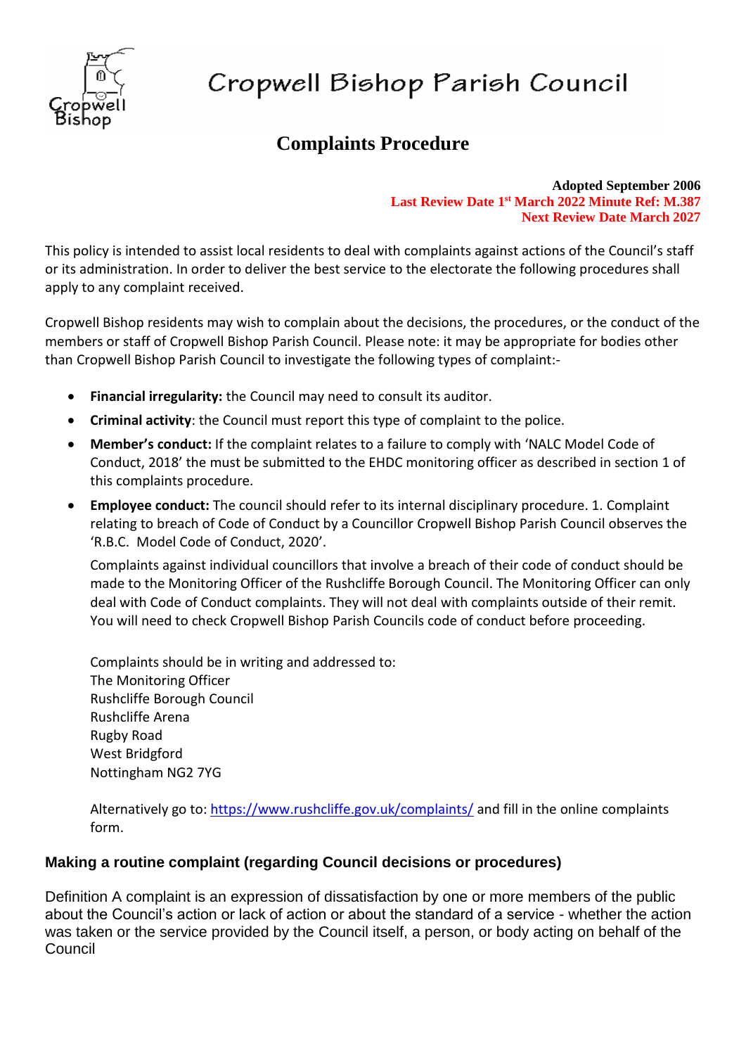# Cropwell Bishop Parish Council

## Complaints Procedure

**Adopted September 2006**
**Last Review Date 1st March 2022 Minute Ref: M.387**
**Next Review Date March 2027**

This policy is intended to assist local residents to deal with complaints against actions of the Council's staff or its administration. In order to deliver the best service to the electorate the following procedures shall apply to any complaint received.

Cropwell Bishop residents may wish to complain about the decisions, the procedures, or the conduct of the members or staff of Cropwell Bishop Parish Council. Please note: it may be appropriate for bodies other than Cropwell Bishop Parish Council to investigate the following types of complaint:-

- **Financial irregularity:** the Council may need to consult its auditor.
- **Criminal activity**: the Council must report this type of complaint to the police.
- **Member's conduct:** If the complaint relates to a failure to comply with 'NALC Model Code of Conduct, 2018' the must be submitted to the EHDC monitoring officer as described in section 1 of this complaints procedure.
- **Employee conduct:** The council should refer to its internal disciplinary procedure. 1. Complaint relating to breach of Code of Conduct by a Councillor Cropwell Bishop Parish Council observes the 'R.B.C. Model Code of Conduct, 2020'.

  Complaints against individual councillors that involve a breach of their code of conduct should be made to the Monitoring Officer of the Rushcliffe Borough Council. The Monitoring Officer can only deal with Code of Conduct complaints. They will not deal with complaints outside of their remit. You will need to check Cropwell Bishop Parish Councils code of conduct before proceeding.

  Complaints should be in writing and addressed to:
  The Monitoring Officer
  Rushcliffe Borough Council
  Rushcliffe Arena
  Rugby Road
  West Bridgford
  Nottingham NG2 7YG

  Alternatively go to: https://www.rushcliffe.gov.uk/complaints/ and fill in the online complaints form.

### Making a routine complaint (regarding Council decisions or procedures)

Definition A complaint is an expression of dissatisfaction by one or more members of the public about the Council's action or lack of action or about the standard of a service - whether the action was taken or the service provided by the Council itself, a person, or body acting on behalf of the Council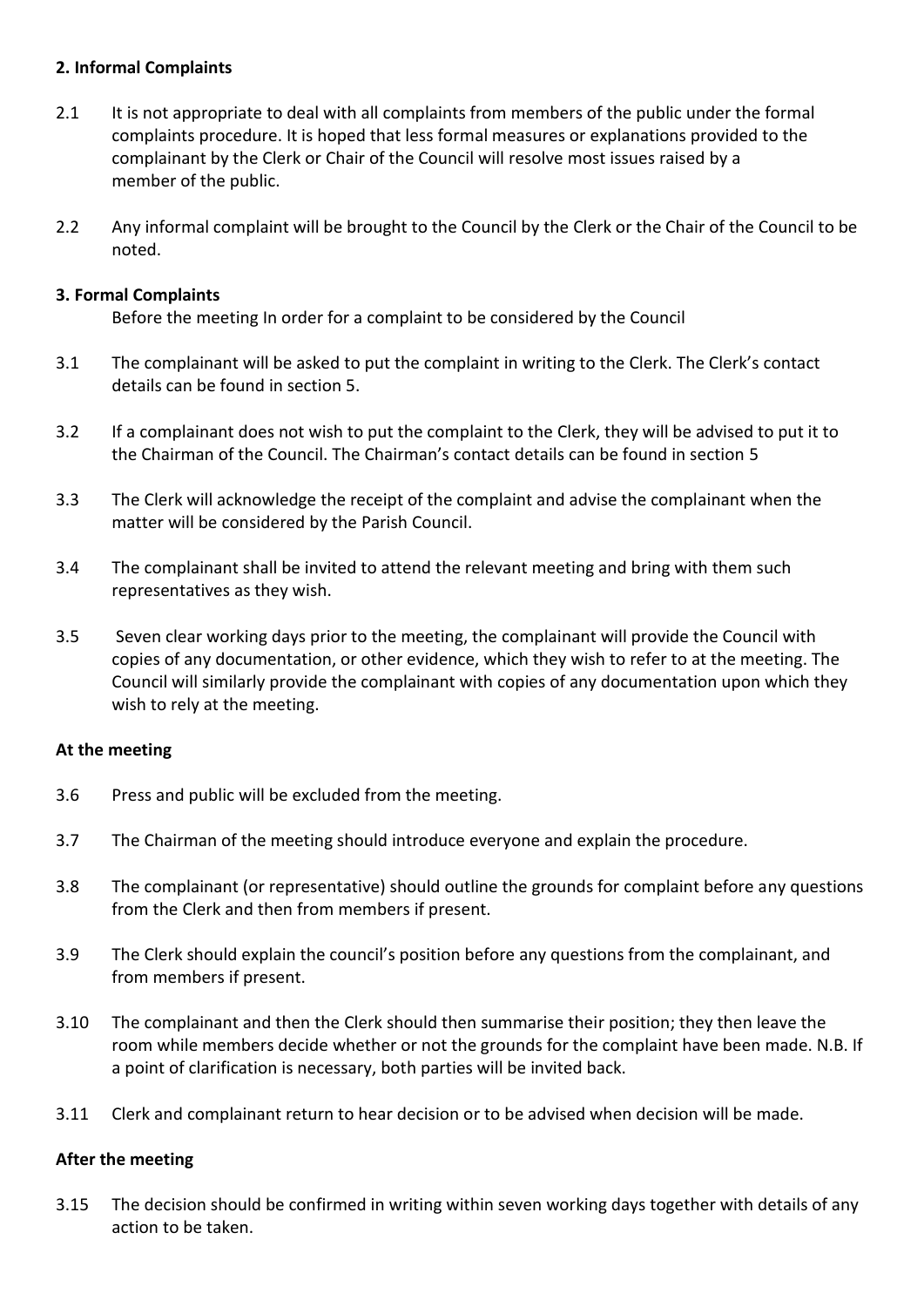## 2. Informal Complaints

2.1 It is not appropriate to deal with all complaints from members of the public under the formal complaints procedure. It is hoped that less formal measures or explanations provided to the complainant by the Clerk or Chair of the Council will resolve most issues raised by a member of the public.

2.2 Any informal complaint will be brought to the Council by the Clerk or the Chair of the Council to be noted.

## 3. Formal Complaints

Before the meeting In order for a complaint to be considered by the Council

3.1 The complainant will be asked to put the complaint in writing to the Clerk. The Clerk's contact details can be found in section 5.

3.2 If a complainant does not wish to put the complaint to the Clerk, they will be advised to put it to the Chairman of the Council. The Chairman's contact details can be found in section 5

3.3 The Clerk will acknowledge the receipt of the complaint and advise the complainant when the matter will be considered by the Parish Council.

3.4 The complainant shall be invited to attend the relevant meeting and bring with them such representatives as they wish.

3.5 Seven clear working days prior to the meeting, the complainant will provide the Council with copies of any documentation, or other evidence, which they wish to refer to at the meeting. The Council will similarly provide the complainant with copies of any documentation upon which they wish to rely at the meeting.

### At the meeting

3.6 Press and public will be excluded from the meeting.

3.7 The Chairman of the meeting should introduce everyone and explain the procedure.

3.8 The complainant (or representative) should outline the grounds for complaint before any questions from the Clerk and then from members if present.

3.9 The Clerk should explain the council's position before any questions from the complainant, and from members if present.

3.10 The complainant and then the Clerk should then summarise their position; they then leave the room while members decide whether or not the grounds for the complaint have been made. N.B. If a point of clarification is necessary, both parties will be invited back.

3.11 Clerk and complainant return to hear decision or to be advised when decision will be made.

### After the meeting

3.15 The decision should be confirmed in writing within seven working days together with details of any action to be taken.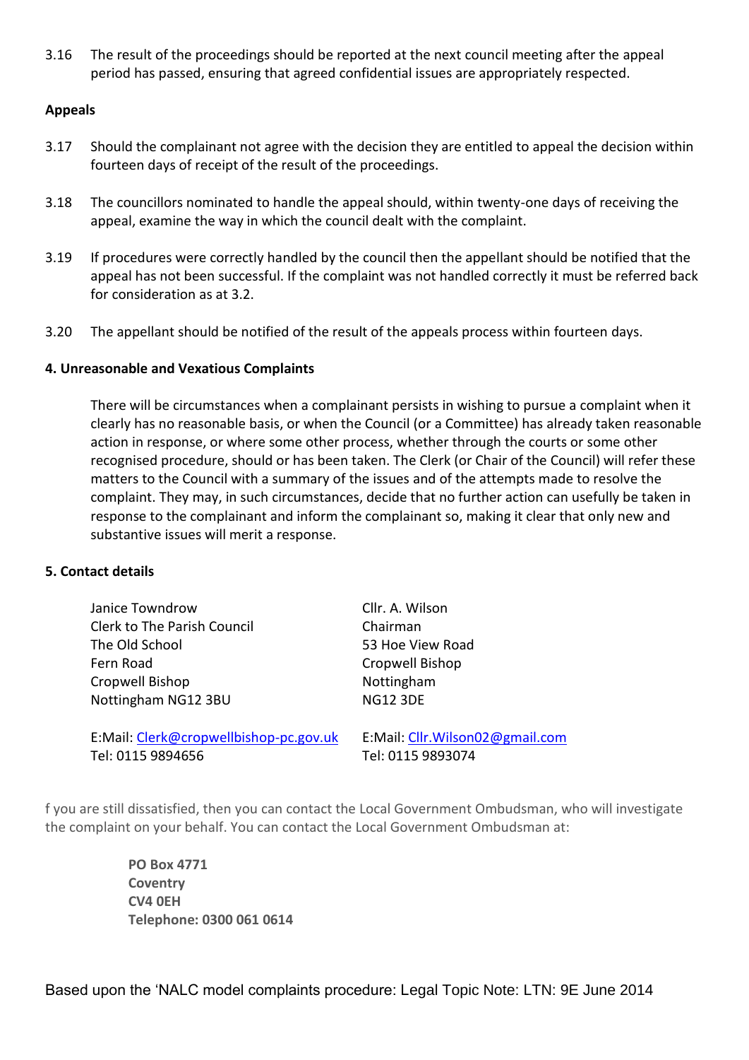3.16 The result of the proceedings should be reported at the next council meeting after the appeal period has passed, ensuring that agreed confidential issues are appropriately respected.

**Appeals**

3.17 Should the complainant not agree with the decision they are entitled to appeal the decision within fourteen days of receipt of the result of the proceedings.

3.18 The councillors nominated to handle the appeal should, within twenty-one days of receiving the appeal, examine the way in which the council dealt with the complaint.

3.19 If procedures were correctly handled by the council then the appellant should be notified that the appeal has not been successful. If the complaint was not handled correctly it must be referred back for consideration as at 3.2.

3.20 The appellant should be notified of the result of the appeals process within fourteen days.

### 4. Unreasonable and Vexatious Complaints

There will be circumstances when a complainant persists in wishing to pursue a complaint when it clearly has no reasonable basis, or when the Council (or a Committee) has already taken reasonable action in response, or where some other process, whether through the courts or some other recognised procedure, should or has been taken. The Clerk (or Chair of the Council) will refer these matters to the Council with a summary of the issues and of the attempts made to resolve the complaint. They may, in such circumstances, decide that no further action can usefully be taken in response to the complainant and inform the complainant so, making it clear that only new and substantive issues will merit a response.

### 5. Contact details

Janice Towndrow
Clerk to The Parish Council
The Old School
Fern Road
Cropwell Bishop
Nottingham NG12 3BU

E:Mail: Clerk@cropwellbishop-pc.gov.uk
Tel: 0115 9894656

Cllr. A. Wilson
Chairman
53 Hoe View Road
Cropwell Bishop
Nottingham
NG12 3DE

E:Mail: Cllr.Wilson02@gmail.com
Tel: 0115 9893074

f you are still dissatisfied, then you can contact the Local Government Ombudsman, who will investigate the complaint on your behalf. You can contact the Local Government Ombudsman at:

**PO Box 4771**
**Coventry**
**CV4 0EH**
**Telephone: 0300 061 0614**

Based upon the 'NALC model complaints procedure: Legal Topic Note: LTN: 9E June 2014